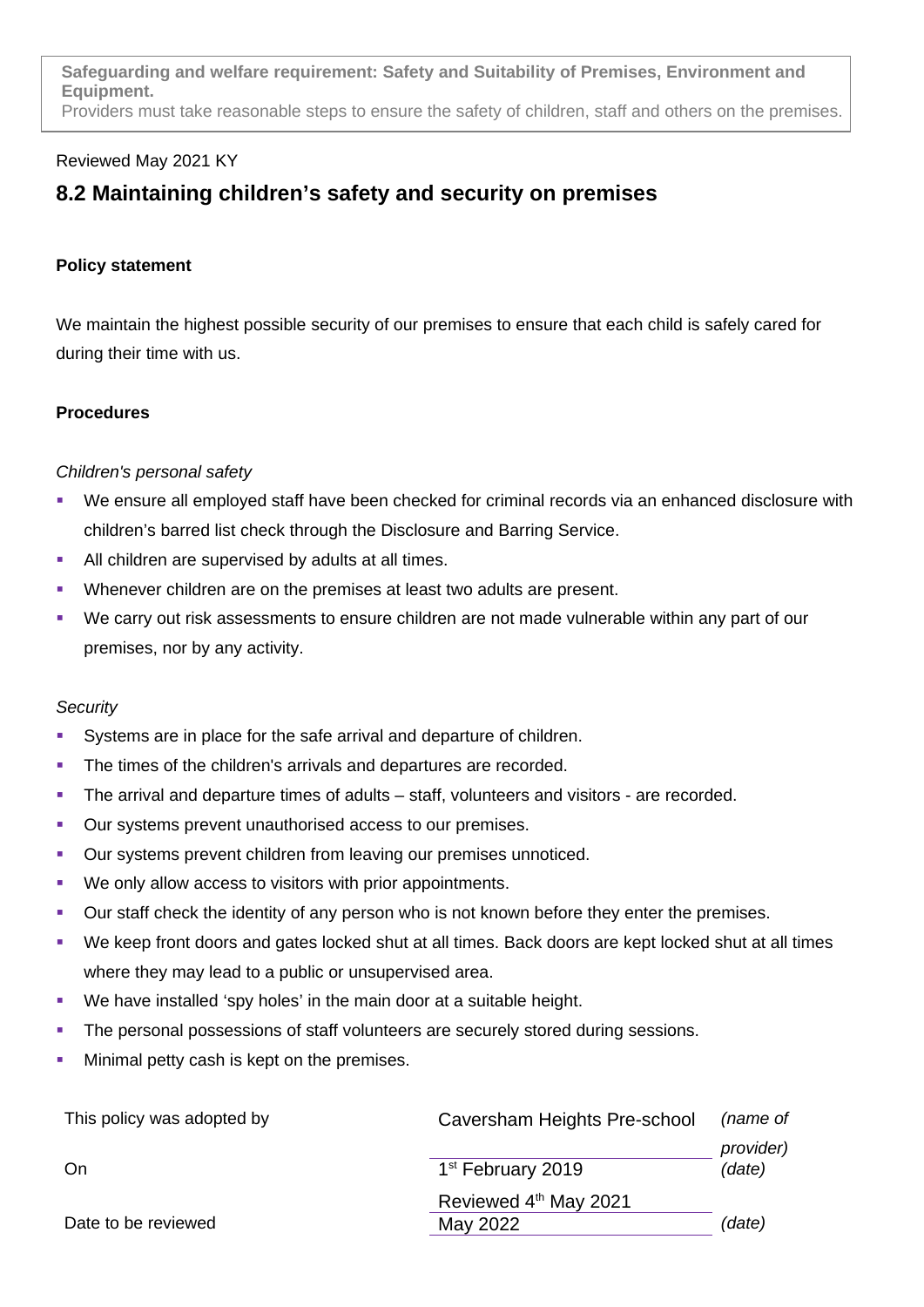**Safeguarding and welfare requirement: Safety and Suitability of Premises, Environment and Equipment.**
Providers must take reasonable steps to ensure the safety of children, staff and others on the premises.

Reviewed May 2021 KY

## 8.2 Maintaining children's safety and security on premises

**Policy statement**

We maintain the highest possible security of our premises to ensure that each child is safely cared for during their time with us.

**Procedures**

*Children's personal safety*

- We ensure all employed staff have been checked for criminal records via an enhanced disclosure with children's barred list check through the Disclosure and Barring Service.
- All children are supervised by adults at all times.
- Whenever children are on the premises at least two adults are present.
- We carry out risk assessments to ensure children are not made vulnerable within any part of our premises, nor by any activity.

*Security*

- Systems are in place for the safe arrival and departure of children.
- The times of the children's arrivals and departures are recorded.
- The arrival and departure times of adults – staff, volunteers and visitors - are recorded.
- Our systems prevent unauthorised access to our premises.
- Our systems prevent children from leaving our premises unnoticed.
- We only allow access to visitors with prior appointments.
- Our staff check the identity of any person who is not known before they enter the premises.
- We keep front doors and gates locked shut at all times. Back doors are kept locked shut at all times where they may lead to a public or unsupervised area.
- We have installed 'spy holes' in the main door at a suitable height.
- The personal possessions of staff volunteers are securely stored during sessions.
- Minimal petty cash is kept on the premises.

| | | |
|---|---|---|
| This policy was adopted by | Caversham Heights Pre-school | *(name of provider)* |
| On | 1st February 2019<br>Reviewed 4th May 2021 | *(date)* |
| Date to be reviewed | May 2022 | *(date)* |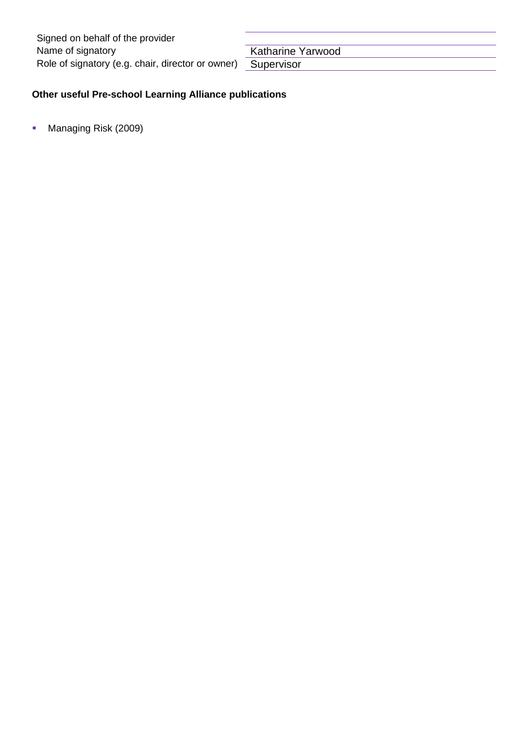| | |
|---|---|
| Signed on behalf of the provider | |
| Name of signatory | Katharine Yarwood |
| Role of signatory (e.g. chair, director or owner) | Supervisor |

**Other useful Pre-school Learning Alliance publications**

- Managing Risk (2009)